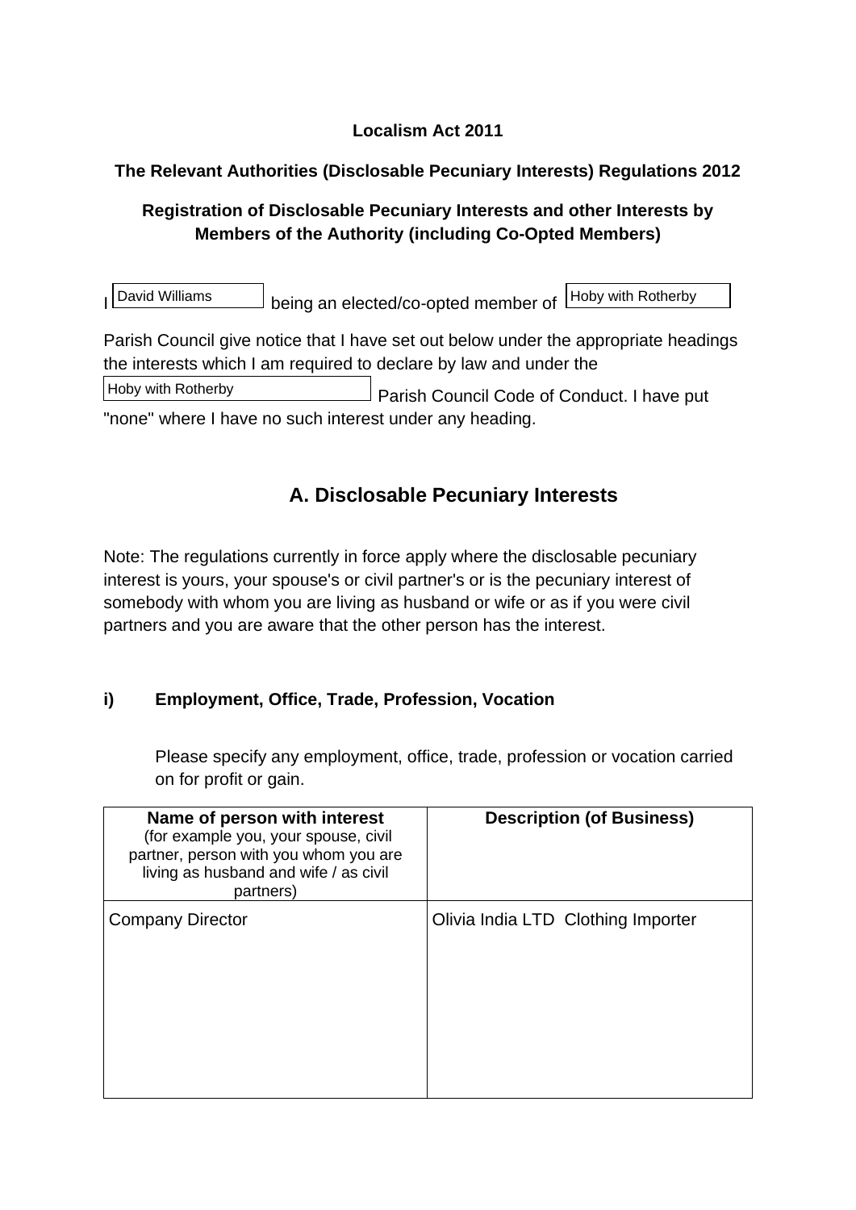**Localism Act 2011**

**The Relevant Authorities (Disclosable Pecuniary Interests) Regulations 2012**

**Registration of Disclosable Pecuniary Interests and other Interests by Members of the Authority (including Co-Opted Members)**

I David Williams being an elected/co-opted member of Hoby with Rotherby Parish Council give notice that I have set out below under the appropriate headings the interests which I am required to declare by law and under the Hoby with Rotherby Parish Council Code of Conduct. I have put "none" where I have no such interest under any heading.

## A. Disclosable Pecuniary Interests

Note: The regulations currently in force apply where the disclosable pecuniary interest is yours, your spouse's or civil partner's or is the pecuniary interest of somebody with whom you are living as husband or wife or as if you were civil partners and you are aware that the other person has the interest.

### i) Employment, Office, Trade, Profession, Vocation

Please specify any employment, office, trade, profession or vocation carried on for profit or gain.

| **Name of person with interest** (for example you, your spouse, civil partner, person with you whom you are living as husband and wife / as civil partners) | **Description (of Business)** |
|---|---|
| Company Director | Olivia India LTD Clothing Importer |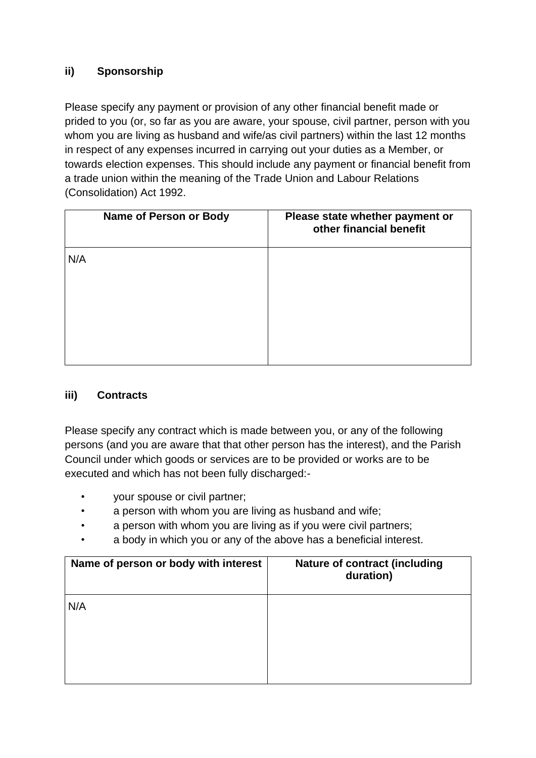### ii) Sponsorship

Please specify any payment or provision of any other financial benefit made or prided to you (or, so far as you are aware, your spouse, civil partner, person with you whom you are living as husband and wife/as civil partners) within the last 12 months in respect of any expenses incurred in carrying out your duties as a Member, or towards election expenses. This should include any payment or financial benefit from a trade union within the meaning of the Trade Union and Labour Relations (Consolidation) Act 1992.

| Name of Person or Body | Please state whether payment or other financial benefit |
| --- | --- |
| N/A | |

### iii) Contracts

Please specify any contract which is made between you, or any of the following persons (and you are aware that that other person has the interest), and the Parish Council under which goods or services are to be provided or works are to be executed and which has not been fully discharged:-

- your spouse or civil partner;
- a person with whom you are living as husband and wife;
- a person with whom you are living as if you were civil partners;
- a body in which you or any of the above has a beneficial interest.

| Name of person or body with interest | Nature of contract (including duration) |
| --- | --- |
| N/A | |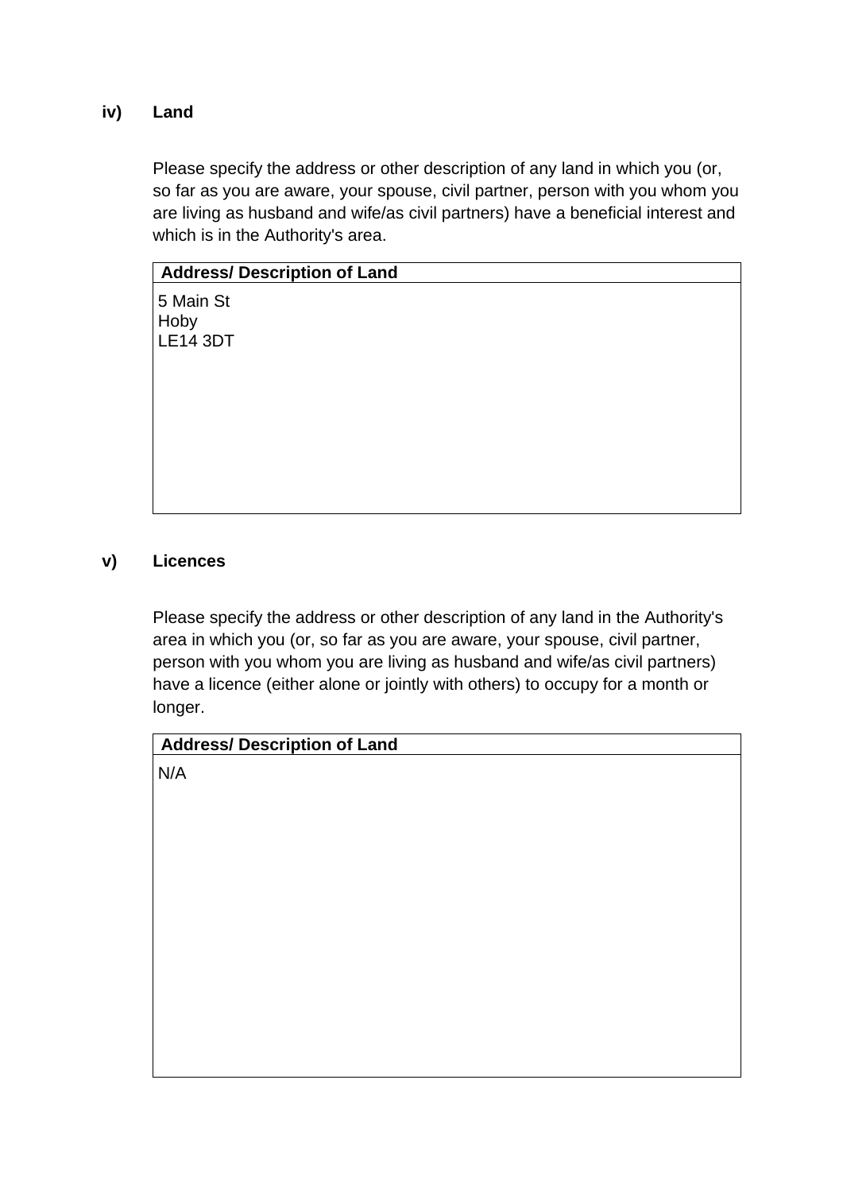### iv) Land

Please specify the address or other description of any land in which you (or, so far as you are aware, your spouse, civil partner, person with you whom you are living as husband and wife/as civil partners) have a beneficial interest and which is in the Authority's area.

| Address/ Description of Land |
|---|
| 5 Main St<br>Hoby<br>LE14 3DT |

### v) Licences

Please specify the address or other description of any land in the Authority's area in which you (or, so far as you are aware, your spouse, civil partner, person with you whom you are living as husband and wife/as civil partners) have a licence (either alone or jointly with others) to occupy for a month or longer.

| Address/ Description of Land |
|---|
| N/A |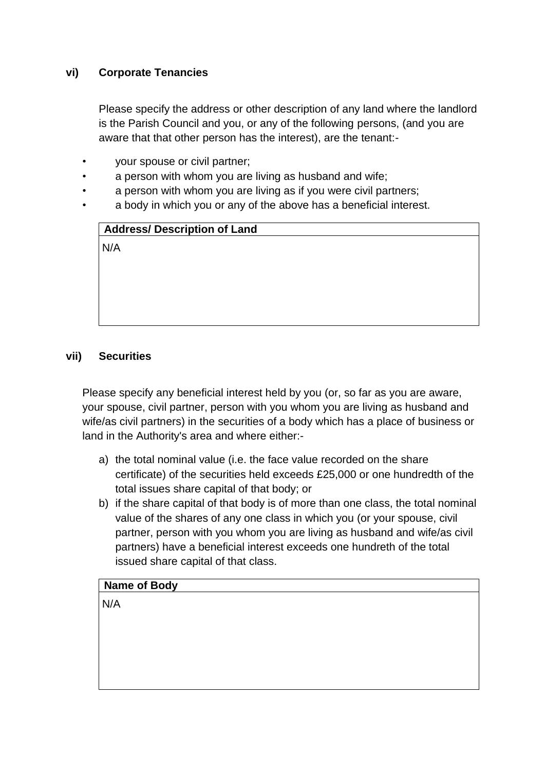### vi) Corporate Tenancies

Please specify the address or other description of any land where the landlord is the Parish Council and you, or any of the following persons, (and you are aware that that other person has the interest), are the tenant:-

- your spouse or civil partner;
- a person with whom you are living as husband and wife;
- a person with whom you are living as if you were civil partners;
- a body in which you or any of the above has a beneficial interest.

| Address/ Description of Land |
|---|
| N/A |

### vii) Securities

Please specify any beneficial interest held by you (or, so far as you are aware, your spouse, civil partner, person with you whom you are living as husband and wife/as civil partners) in the securities of a body which has a place of business or land in the Authority's area and where either:-

a) the total nominal value (i.e. the face value recorded on the share certificate) of the securities held exceeds £25,000 or one hundredth of the total issues share capital of that body; or
b) if the share capital of that body is of more than one class, the total nominal value of the shares of any one class in which you (or your spouse, civil partner, person with you whom you are living as husband and wife/as civil partners) have a beneficial interest exceeds one hundreth of the total issued share capital of that class.

| Name of Body |
|---|
| N/A |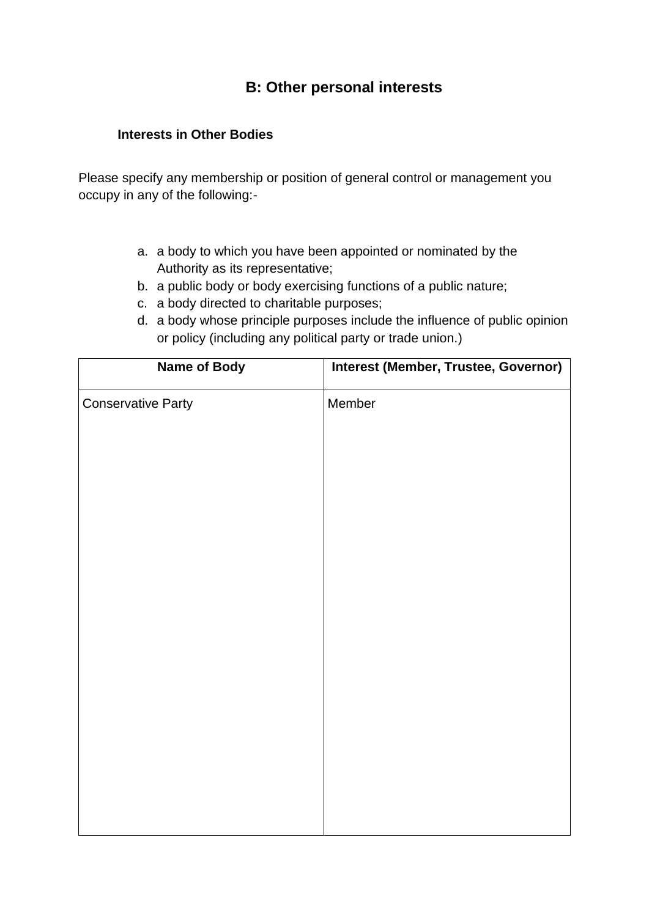## B: Other personal interests

**Interests in Other Bodies**

Please specify any membership or position of general control or management you occupy in any of the following:-

a. a body to which you have been appointed or nominated by the Authority as its representative;
b. a public body or body exercising functions of a public nature;
c. a body directed to charitable purposes;
d. a body whose principle purposes include the influence of public opinion or policy (including any political party or trade union.)

| Name of Body | Interest (Member, Trustee, Governor) |
| --- | --- |
| Conservative Party | Member |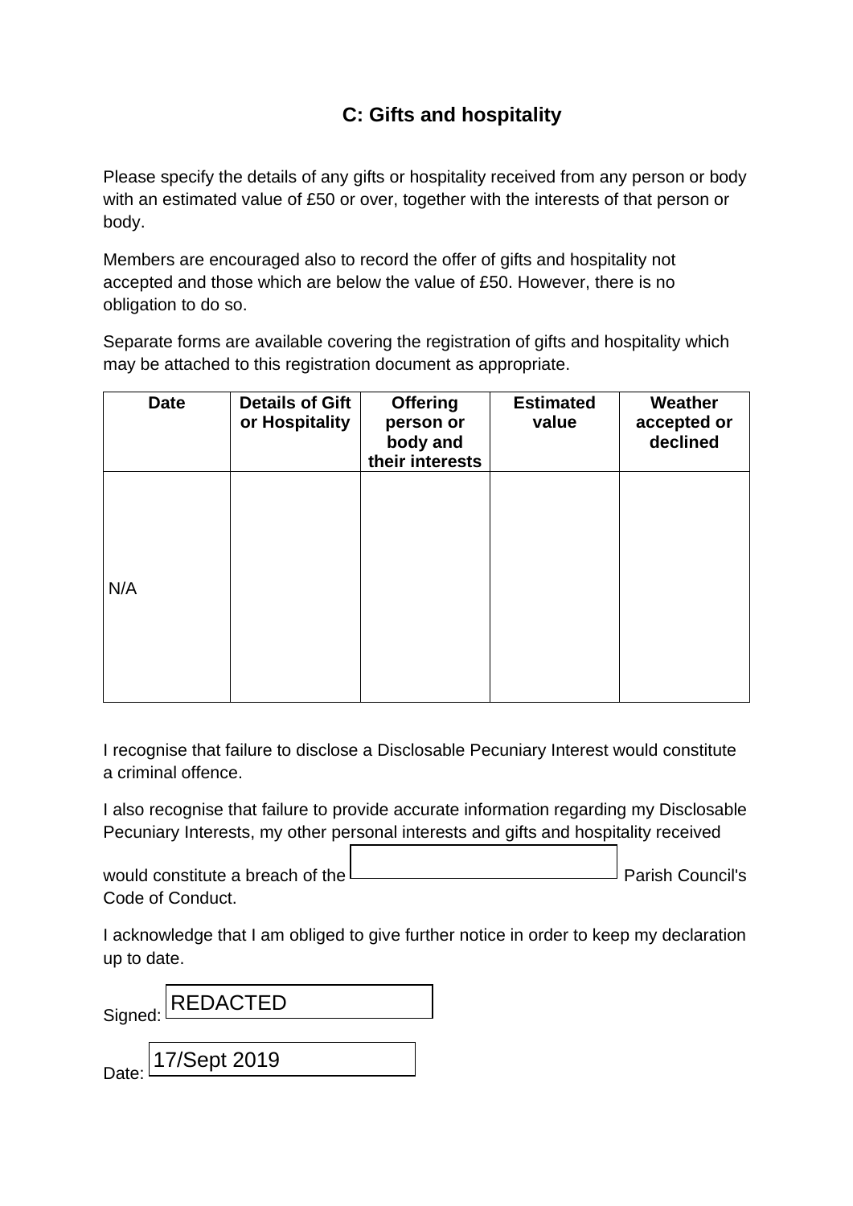## C: Gifts and hospitality

Please specify the details of any gifts or hospitality received from any person or body with an estimated value of £50 or over, together with the interests of that person or body.

Members are encouraged also to record the offer of gifts and hospitality not accepted and those which are below the value of £50. However, there is no obligation to do so.

Separate forms are available covering the registration of gifts and hospitality which may be attached to this registration document as appropriate.

| Date | Details of Gift or Hospitality | Offering person or body and their interests | Estimated value | Weather accepted or declined |
|---|---|---|---|---|
| N/A | | | | |

I recognise that failure to disclose a Disclosable Pecuniary Interest would constitute a criminal offence.

I also recognise that failure to provide accurate information regarding my Disclosable Pecuniary Interests, my other personal interests and gifts and hospitality received would constitute a breach of the ______ Parish Council's Code of Conduct.

I acknowledge that I am obliged to give further notice in order to keep my declaration up to date.

Signed: REDACTED

Date: 17/Sept 2019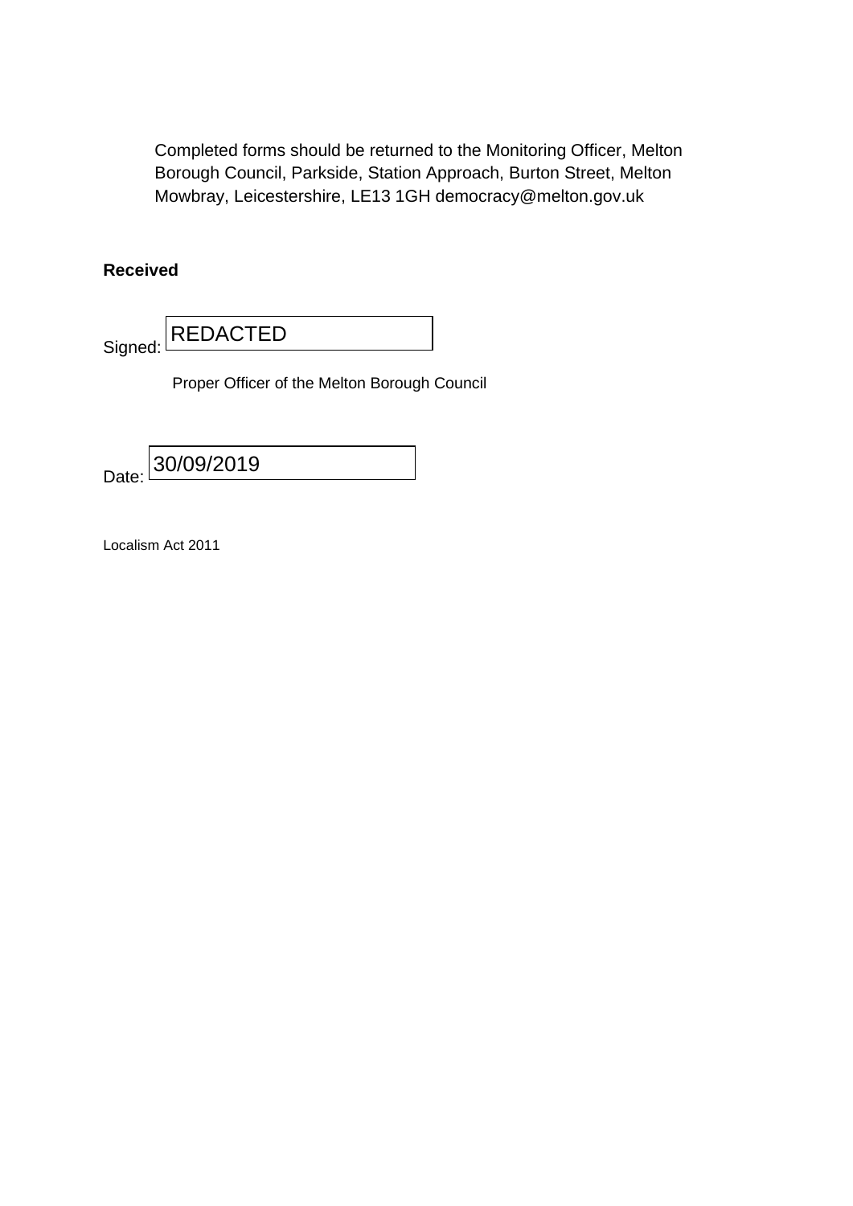Completed forms should be returned to the Monitoring Officer, Melton Borough Council, Parkside, Station Approach, Burton Street, Melton Mowbray, Leicestershire, LE13 1GH democracy@melton.gov.uk

**Received**

Signed: REDACTED

Proper Officer of the Melton Borough Council

Date: 30/09/2019

Localism Act 2011